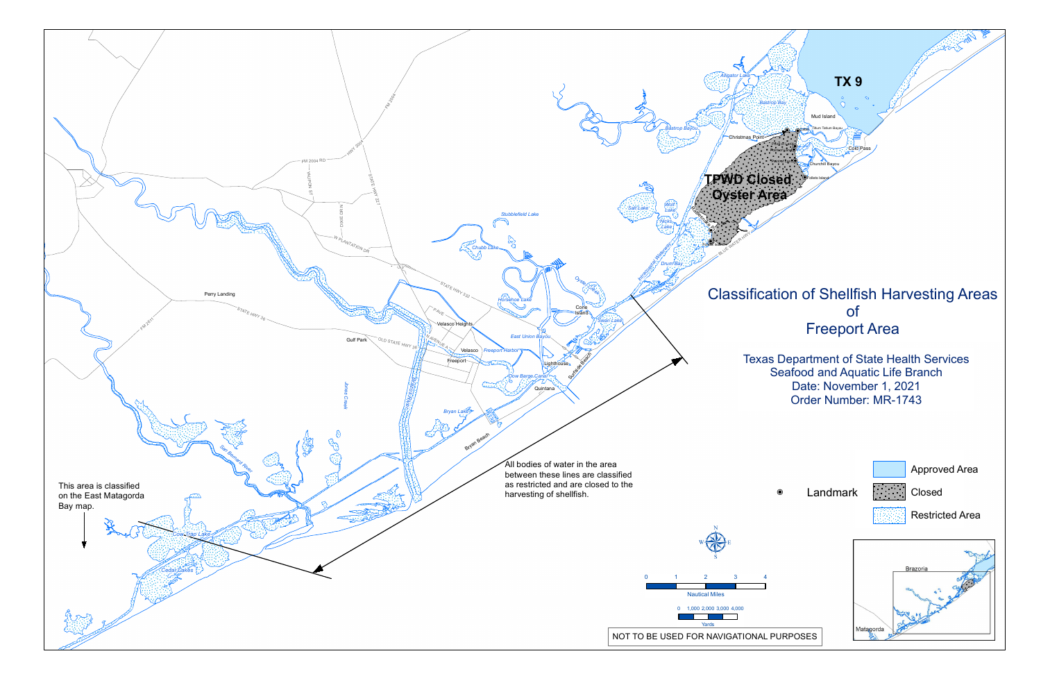# Classification of Shellfish Harvesting Areas of Freeport Area

Texas Department of State Health Services
Seafood and Aquatic Life Branch
Date: November 1, 2021
Order Number: MR-1743

TX 9

TPWD Closed Oyster Area

All bodies of water in the area between these lines are classified as restricted and are closed to the harvesting of shellfish.

This area is classified on the East Matagorda Bay map.

| Symbol | Meaning |
| --- | --- |
| ◉ | Landmark |
| | Approved Area |
| | Closed |
| | Restricted Area |

Nautical Miles: 0 1 2 3 4

Yards: 0 1,000 2,000 3,000 4,000

NOT TO BE USED FOR NAVIGATIONAL PURPOSES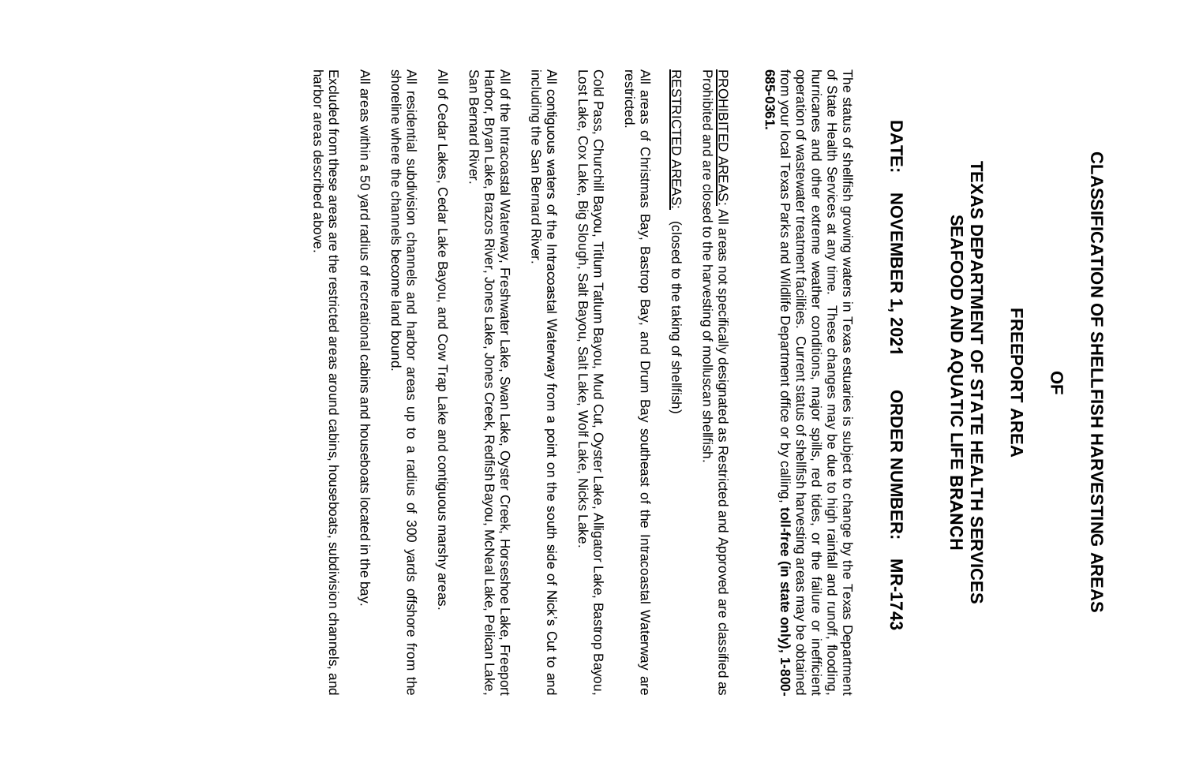# CLASSIFICATION OF SHELLFISH HARVESTING AREAS

# OF

# FREEPORT AREA

## TEXAS DEPARTMENT OF STATE HEALTH SERVICES
## SEAFOOD AND AQUATIC LIFE BRANCH

**DATE: NOVEMBER 1, 2021 ORDER NUMBER: MR-1743**

The status of shellfish growing waters in Texas estuaries is subject to change by the Texas Department of State Health Services at any time. These changes may be due to high rainfall and runoff, flooding, hurricanes and other extreme weather conditions, major spills, red tides, or the failure or inefficient operation of wastewater treatment facilities. Current status of shellfish harvesting areas may be obtained from your local Texas Parks and Wildlife Department office or by calling, **toll-free (in state only), 1-800-685-0361.**

PROHIBITED AREAS: All areas not specifically designated as Restricted and Approved are classified as Prohibited and are closed to the harvesting of molluscan shellfish.

RESTRICTED AREAS: (closed to the taking of shellfish)

All areas of Christmas Bay, Bastrop Bay, and Drum Bay southeast of the Intracoastal Waterway are restricted.

Cold Pass, Churchill Bayou, Titlum Tatlum Bayou, Mud Cut, Oyster Lake, Alligator Lake, Bastrop Bayou, Lost Lake, Cox Lake, Big Slough, Salt Bayou, Salt Lake, Wolf Lake, Nicks Lake.

All contiguous waters of the Intracoastal Waterway from a point on the south side of Nick's Cut to and including the San Bernard River.

All of the Intracoastal Waterway, Freshwater Lake, Swan Lake, Oyster Creek, Horseshoe Lake, Freeport Harbor, Bryan Lake, Brazos River, Jones Lake, Jones Creek, Redfish Bayou, McNeal Lake, Pelican Lake, San Bernard River.

All of Cedar Lakes, Cedar Lake Bayou, and Cow Trap Lake and contiguous marshy areas.

All residential subdivision channels and harbor areas up to a radius of 300 yards offshore from the shoreline where the channels become land bound.

All areas within a 50 yard radius of recreational cabins and houseboats located in the bay.

Excluded from these areas are the restricted areas around cabins, houseboats, subdivision channels, and harbor areas described above.